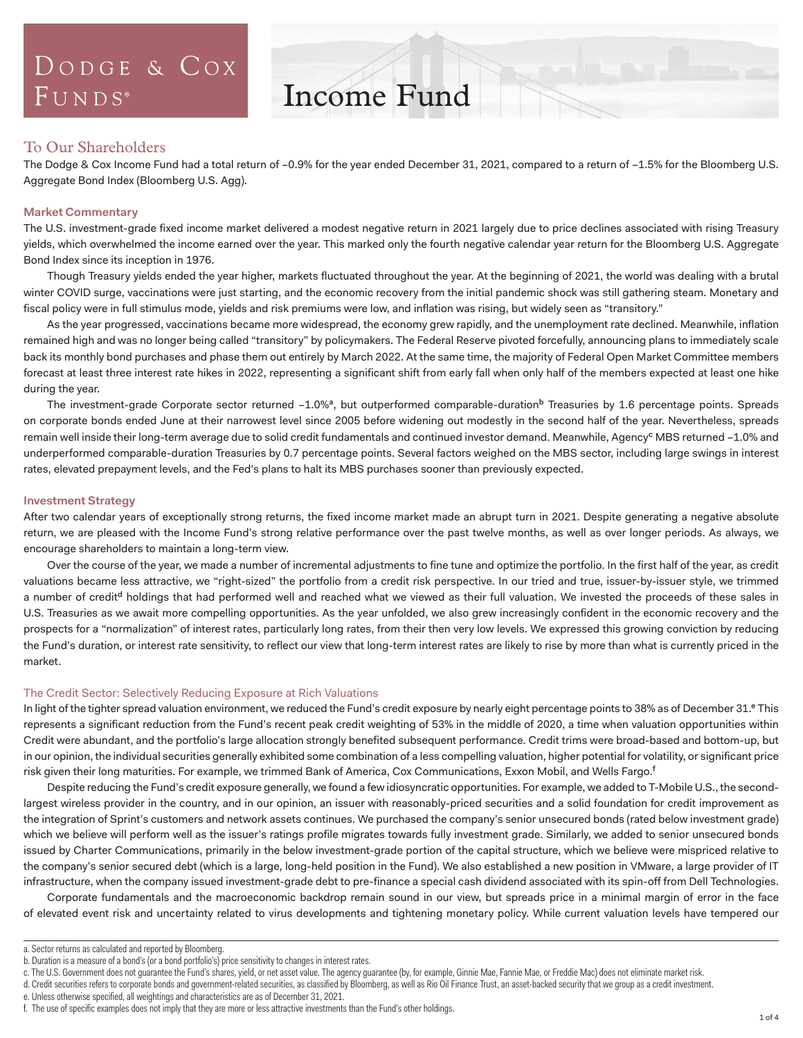# Dodge & Cox Funds®

# Income Fund

## To Our Shareholders

The Dodge & Cox Income Fund had a total return of –0.9% for the year ended December 31, 2021, compared to a return of –1.5% for the Bloomberg U.S. Aggregate Bond Index (Bloomberg U.S. Agg).

### Market Commentary

The U.S. investment-grade fixed income market delivered a modest negative return in 2021 largely due to price declines associated with rising Treasury yields, which overwhelmed the income earned over the year. This marked only the fourth negative calendar year return for the Bloomberg U.S. Aggregate Bond Index since its inception in 1976.

Though Treasury yields ended the year higher, markets fluctuated throughout the year. At the beginning of 2021, the world was dealing with a brutal winter COVID surge, vaccinations were just starting, and the economic recovery from the initial pandemic shock was still gathering steam. Monetary and fiscal policy were in full stimulus mode, yields and risk premiums were low, and inflation was rising, but widely seen as "transitory."

As the year progressed, vaccinations became more widespread, the economy grew rapidly, and the unemployment rate declined. Meanwhile, inflation remained high and was no longer being called "transitory" by policymakers. The Federal Reserve pivoted forcefully, announcing plans to immediately scale back its monthly bond purchases and phase them out entirely by March 2022. At the same time, the majority of Federal Open Market Committee members forecast at least three interest rate hikes in 2022, representing a significant shift from early fall when only half of the members expected at least one hike during the year.

The investment-grade Corporate sector returned –1.0%[a], but outperformed comparable-duration[b] Treasuries by 1.6 percentage points. Spreads on corporate bonds ended June at their narrowest level since 2005 before widening out modestly in the second half of the year. Nevertheless, spreads remain well inside their long-term average due to solid credit fundamentals and continued investor demand. Meanwhile, Agency[c] MBS returned –1.0% and underperformed comparable-duration Treasuries by 0.7 percentage points. Several factors weighed on the MBS sector, including large swings in interest rates, elevated prepayment levels, and the Fed's plans to halt its MBS purchases sooner than previously expected.

### Investment Strategy

After two calendar years of exceptionally strong returns, the fixed income market made an abrupt turn in 2021. Despite generating a negative absolute return, we are pleased with the Income Fund's strong relative performance over the past twelve months, as well as over longer periods. As always, we encourage shareholders to maintain a long-term view.

Over the course of the year, we made a number of incremental adjustments to fine tune and optimize the portfolio. In the first half of the year, as credit valuations became less attractive, we "right-sized" the portfolio from a credit risk perspective. In our tried and true, issuer-by-issuer style, we trimmed a number of credit[d] holdings that had performed well and reached what we viewed as their full valuation. We invested the proceeds of these sales in U.S. Treasuries as we await more compelling opportunities. As the year unfolded, we also grew increasingly confident in the economic recovery and the prospects for a "normalization" of interest rates, particularly long rates, from their then very low levels. We expressed this growing conviction by reducing the Fund's duration, or interest rate sensitivity, to reflect our view that long-term interest rates are likely to rise by more than what is currently priced in the market.

#### The Credit Sector: Selectively Reducing Exposure at Rich Valuations

In light of the tighter spread valuation environment, we reduced the Fund's credit exposure by nearly eight percentage points to 38% as of December 31.[e] This represents a significant reduction from the Fund's recent peak credit weighting of 53% in the middle of 2020, a time when valuation opportunities within Credit were abundant, and the portfolio's large allocation strongly benefited subsequent performance. Credit trims were broad-based and bottom-up, but in our opinion, the individual securities generally exhibited some combination of a less compelling valuation, higher potential for volatility, or significant price risk given their long maturities. For example, we trimmed Bank of America, Cox Communications, Exxon Mobil, and Wells Fargo.[f]

Despite reducing the Fund's credit exposure generally, we found a few idiosyncratic opportunities. For example, we added to T-Mobile U.S., the second-largest wireless provider in the country, and in our opinion, an issuer with reasonably-priced securities and a solid foundation for credit improvement as the integration of Sprint's customers and network assets continues. We purchased the company's senior unsecured bonds (rated below investment grade) which we believe will perform well as the issuer's ratings profile migrates towards fully investment grade. Similarly, we added to senior unsecured bonds issued by Charter Communications, primarily in the below investment-grade portion of the capital structure, which we believe were mispriced relative to the company's senior secured debt (which is a large, long-held position in the Fund). We also established a new position in VMware, a large provider of IT infrastructure, when the company issued investment-grade debt to pre-finance a special cash dividend associated with its spin-off from Dell Technologies.

Corporate fundamentals and the macroeconomic backdrop remain sound in our view, but spreads price in a minimal margin of error in the face of elevated event risk and uncertainty related to virus developments and tightening monetary policy. While current valuation levels have tempered our

---

a. Sector returns as calculated and reported by Bloomberg.
b. Duration is a measure of a bond's (or a bond portfolio's) price sensitivity to changes in interest rates.
c. The U.S. Government does not guarantee the Fund's shares, yield, or net asset value. The agency guarantee (by, for example, Ginnie Mae, Fannie Mae, or Freddie Mac) does not eliminate market risk.
d. Credit securities refers to corporate bonds and government-related securities, as classified by Bloomberg, as well as Rio Oil Finance Trust, an asset-backed security that we group as a credit investment.
e. Unless otherwise specified, all weightings and characteristics are as of December 31, 2021.
f. The use of specific examples does not imply that they are more or less attractive investments than the Fund's other holdings.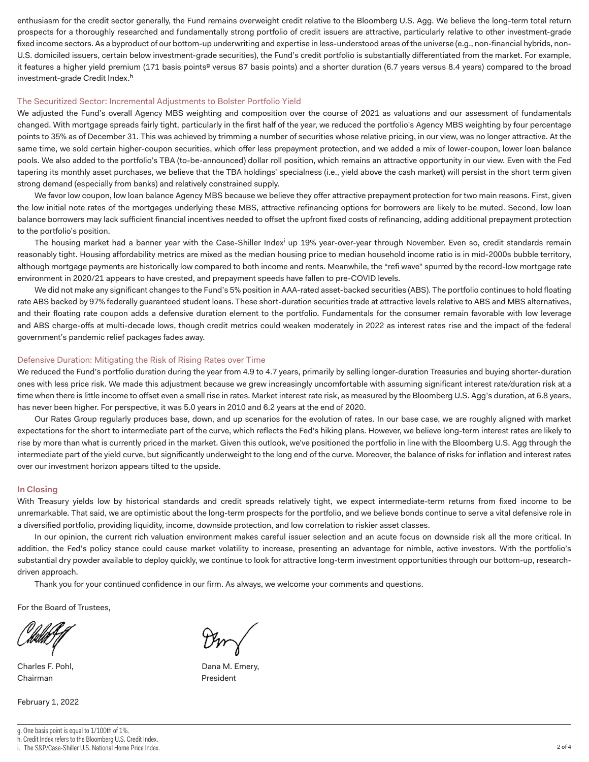enthusiasm for the credit sector generally, the Fund remains overweight credit relative to the Bloomberg U.S. Agg. We believe the long-term total return prospects for a thoroughly researched and fundamentally strong portfolio of credit issuers are attractive, particularly relative to other investment-grade fixed income sectors. As a byproduct of our bottom-up underwriting and expertise in less-understood areas of the universe (e.g., non-financial hybrids, non-U.S. domiciled issuers, certain below investment-grade securities), the Fund's credit portfolio is substantially differentiated from the market. For example, it features a higher yield premium (171 basis points[g] versus 87 basis points) and a shorter duration (6.7 years versus 8.4 years) compared to the broad investment-grade Credit Index.[h]

## The Securitized Sector: Incremental Adjustments to Bolster Portfolio Yield

We adjusted the Fund's overall Agency MBS weighting and composition over the course of 2021 as valuations and our assessment of fundamentals changed. With mortgage spreads fairly tight, particularly in the first half of the year, we reduced the portfolio's Agency MBS weighting by four percentage points to 35% as of December 31. This was achieved by trimming a number of securities whose relative pricing, in our view, was no longer attractive. At the same time, we sold certain higher-coupon securities, which offer less prepayment protection, and we added a mix of lower-coupon, lower loan balance pools. We also added to the portfolio's TBA (to-be-announced) dollar roll position, which remains an attractive opportunity in our view. Even with the Fed tapering its monthly asset purchases, we believe that the TBA holdings' specialness (i.e., yield above the cash market) will persist in the short term given strong demand (especially from banks) and relatively constrained supply.

We favor low coupon, low loan balance Agency MBS because we believe they offer attractive prepayment protection for two main reasons. First, given the low initial note rates of the mortgages underlying these MBS, attractive refinancing options for borrowers are likely to be muted. Second, low loan balance borrowers may lack sufficient financial incentives needed to offset the upfront fixed costs of refinancing, adding additional prepayment protection to the portfolio's position.

The housing market had a banner year with the Case-Shiller Index[i] up 19% year-over-year through November. Even so, credit standards remain reasonably tight. Housing affordability metrics are mixed as the median housing price to median household income ratio is in mid-2000s bubble territory, although mortgage payments are historically low compared to both income and rents. Meanwhile, the "refi wave" spurred by the record-low mortgage rate environment in 2020/21 appears to have crested, and prepayment speeds have fallen to pre-COVID levels.

We did not make any significant changes to the Fund's 5% position in AAA-rated asset-backed securities (ABS). The portfolio continues to hold floating rate ABS backed by 97% federally guaranteed student loans. These short-duration securities trade at attractive levels relative to ABS and MBS alternatives, and their floating rate coupon adds a defensive duration element to the portfolio. Fundamentals for the consumer remain favorable with low leverage and ABS charge-offs at multi-decade lows, though credit metrics could weaken moderately in 2022 as interest rates rise and the impact of the federal government's pandemic relief packages fades away.

## Defensive Duration: Mitigating the Risk of Rising Rates over Time

We reduced the Fund's portfolio duration during the year from 4.9 to 4.7 years, primarily by selling longer-duration Treasuries and buying shorter-duration ones with less price risk. We made this adjustment because we grew increasingly uncomfortable with assuming significant interest rate/duration risk at a time when there is little income to offset even a small rise in rates. Market interest rate risk, as measured by the Bloomberg U.S. Agg's duration, at 6.8 years, has never been higher. For perspective, it was 5.0 years in 2010 and 6.2 years at the end of 2020.

Our Rates Group regularly produces base, down, and up scenarios for the evolution of rates. In our base case, we are roughly aligned with market expectations for the short to intermediate part of the curve, which reflects the Fed's hiking plans. However, we believe long-term interest rates are likely to rise by more than what is currently priced in the market. Given this outlook, we've positioned the portfolio in line with the Bloomberg U.S. Agg through the intermediate part of the yield curve, but significantly underweight to the long end of the curve. Moreover, the balance of risks for inflation and interest rates over our investment horizon appears tilted to the upside.

## In Closing

With Treasury yields low by historical standards and credit spreads relatively tight, we expect intermediate-term returns from fixed income to be unremarkable. That said, we are optimistic about the long-term prospects for the portfolio, and we believe bonds continue to serve a vital defensive role in a diversified portfolio, providing liquidity, income, downside protection, and low correlation to riskier asset classes.

In our opinion, the current rich valuation environment makes careful issuer selection and an acute focus on downside risk all the more critical. In addition, the Fed's policy stance could cause market volatility to increase, presenting an advantage for nimble, active investors. With the portfolio's substantial dry powder available to deploy quickly, we continue to look for attractive long-term investment opportunities through our bottom-up, research-driven approach.

Thank you for your continued confidence in our firm. As always, we welcome your comments and questions.

For the Board of Trustees,

Charles F. Pohl,
Chairman

Dana M. Emery,
President

February 1, 2022

g. One basis point is equal to 1/100th of 1%.
h. Credit Index refers to the Bloomberg U.S. Credit Index.
i. The S&P/Case-Shiller U.S. National Home Price Index.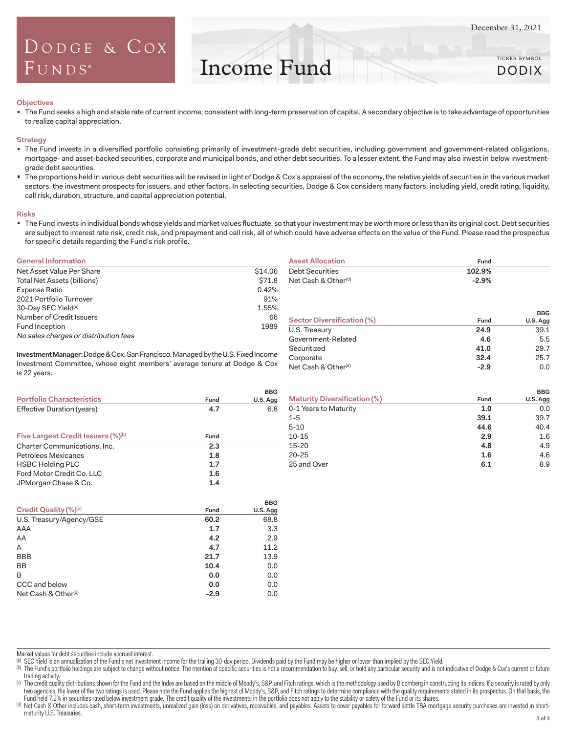# Dodge & Cox Funds®

# Income Fund

December 31, 2021

TICKER SYMBOL **DODIX**

## Objectives

- The Fund seeks a high and stable rate of current income, consistent with long-term preservation of capital. A secondary objective is to take advantage of opportunities to realize capital appreciation.

## Strategy

- The Fund invests in a diversified portfolio consisting primarily of investment-grade debt securities, including government and government-related obligations, mortgage- and asset-backed securities, corporate and municipal bonds, and other debt securities. To a lesser extent, the Fund may also invest in below investment-grade debt securities.
- The proportions held in various debt securities will be revised in light of Dodge & Cox's appraisal of the economy, the relative yields of securities in the various market sectors, the investment prospects for issuers, and other factors. In selecting securities, Dodge & Cox considers many factors, including yield, credit rating, liquidity, call risk, duration, structure, and capital appreciation potential.

## Risks

- The Fund invests in individual bonds whose yields and market values fluctuate, so that your investment may be worth more or less than its original cost. Debt securities are subject to interest rate risk, credit risk, and prepayment and call risk, all of which could have adverse effects on the value of the Fund. Please read the prospectus for specific details regarding the Fund's risk profile.

| General Information | |
|---|---|
| Net Asset Value Per Share | $14.06 |
| Total Net Assets (billions) | $71.8 |
| Expense Ratio | 0.42% |
| 2021 Portfolio Turnover | 91% |
| 30-Day SEC Yield[a] | 1.55% |
| Number of Credit Issuers | 66 |
| Fund Inception | 1989 |

*No sales charges or distribution fees*

**Investment Manager:** Dodge & Cox, San Francisco. Managed by the U.S. Fixed Income Investment Committee, whose eight members' average tenure at Dodge & Cox is 22 years.

| Asset Allocation | Fund |
|---|---|
| Debt Securities | **102.9%** |
| Net Cash & Other[d] | **-2.9%** |

| Sector Diversification (%) | Fund | BBG U.S. Agg |
|---|---|---|
| U.S. Treasury | **24.9** | 39.1 |
| Government-Related | **4.6** | 5.5 |
| Securitized | **41.0** | 29.7 |
| Corporate | **32.4** | 25.7 |
| Net Cash & Other[d] | **-2.9** | 0.0 |

| Portfolio Characteristics | Fund | BBG U.S. Agg |
|---|---|---|
| Effective Duration (years) | **4.7** | 6.8 |

| Maturity Diversification (%) | Fund | BBG U.S. Agg |
|---|---|---|
| 0-1 Years to Maturity | **1.0** | 0.0 |
| 1-5 | **39.1** | 39.7 |
| 5-10 | **44.6** | 40.4 |
| 10-15 | **2.9** | 1.6 |
| 15-20 | **4.8** | 4.9 |
| 20-25 | **1.6** | 4.6 |
| 25 and Over | **6.1** | 8.9 |

| Five Largest Credit Issuers (%)[b] | Fund |
|---|---|
| Charter Communications, Inc. | **2.3** |
| Petroleos Mexicanos | **1.8** |
| HSBC Holding PLC | **1.7** |
| Ford Motor Credit Co. LLC | **1.6** |
| JPMorgan Chase & Co. | **1.4** |

| Credit Quality (%)[c] | Fund | BBG U.S. Agg |
|---|---|---|
| U.S. Treasury/Agency/GSE | **60.2** | 68.8 |
| AAA | **1.7** | 3.3 |
| AA | **4.2** | 2.9 |
| A | **4.7** | 11.2 |
| BBB | **21.7** | 13.9 |
| BB | **10.4** | 0.0 |
| B | **0.0** | 0.0 |
| CCC and below | **0.0** | 0.0 |
| Net Cash & Other[d] | **-2.9** | 0.0 |

Market values for debt securities include accrued interest.

[a] SEC Yield is an annualization of the Fund's net investment income for the trailing 30-day period. Dividends paid by the Fund may be higher or lower than implied by the SEC Yield.

[b] The Fund's portfolio holdings are subject to change without notice. The mention of specific securities is not a recommendation to buy, sell, or hold any particular security and is not indicative of Dodge & Cox's current or future trading activity.

[c] The credit quality distributions shown for the Fund and the Index are based on the middle of Moody's, S&P, and Fitch ratings, which is the methodology used by Bloomberg in constructing its indices. If a security is rated by only two agencies, the lower of the two ratings is used. Please note the Fund applies the highest of Moody's, S&P, and Fitch ratings to determine compliance with the quality requirements stated in its prospectus. On that basis, the Fund held 7.2% in securities rated below investment grade. The credit quality of the investments in the portfolio does not apply to the stability or safety of the Fund or its shares.

[d] Net Cash & Other includes cash, short-term investments, unrealized gain (loss) on derivatives, receivables, and payables. Assets to cover payables for forward settle TBA mortgage security purchases are invested in short-maturity U.S. Treasuries.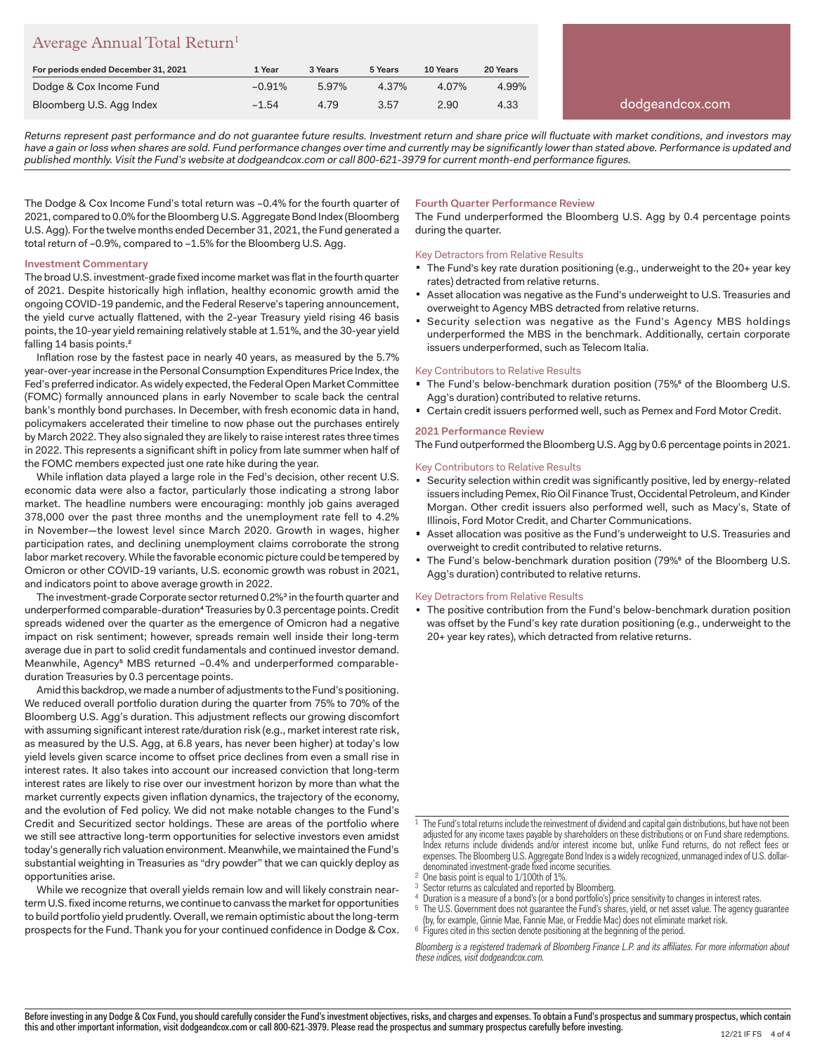## Average Annual Total Return[1]

| For periods ended December 31, 2021 | 1 Year | 3 Years | 5 Years | 10 Years | 20 Years |
|---|---|---|---|---|---|
| Dodge & Cox Income Fund | –0.91% | 5.97% | 4.37% | 4.07% | 4.99% |
| Bloomberg U.S. Agg Index | –1.54 | 4.79 | 3.57 | 2.90 | 4.33 |

dodgeandcox.com

*Returns represent past performance and do not guarantee future results. Investment return and share price will fluctuate with market conditions, and investors may have a gain or loss when shares are sold. Fund performance changes over time and currently may be significantly lower than stated above. Performance is updated and published monthly. Visit the Fund's website at dodgeandcox.com or call 800-621-3979 for current month-end performance figures.*

The Dodge & Cox Income Fund's total return was –0.4% for the fourth quarter of 2021, compared to 0.0% for the Bloomberg U.S. Aggregate Bond Index (Bloomberg U.S. Agg). For the twelve months ended December 31, 2021, the Fund generated a total return of –0.9%, compared to –1.5% for the Bloomberg U.S. Agg.

### Investment Commentary

The broad U.S. investment-grade fixed income market was flat in the fourth quarter of 2021. Despite historically high inflation, healthy economic growth amid the ongoing COVID-19 pandemic, and the Federal Reserve's tapering announcement, the yield curve actually flattened, with the 2-year Treasury yield rising 46 basis points, the 10-year yield remaining relatively stable at 1.51%, and the 30-year yield falling 14 basis points.[2]

Inflation rose by the fastest pace in nearly 40 years, as measured by the 5.7% year-over-year increase in the Personal Consumption Expenditures Price Index, the Fed's preferred indicator. As widely expected, the Federal Open Market Committee (FOMC) formally announced plans in early November to scale back the central bank's monthly bond purchases. In December, with fresh economic data in hand, policymakers accelerated their timeline to now phase out the purchases entirely by March 2022. They also signaled they are likely to raise interest rates three times in 2022. This represents a significant shift in policy from late summer when half of the FOMC members expected just one rate hike during the year.

While inflation data played a large role in the Fed's decision, other recent U.S. economic data were also a factor, particularly those indicating a strong labor market. The headline numbers were encouraging: monthly job gains averaged 378,000 over the past three months and the unemployment rate fell to 4.2% in November—the lowest level since March 2020. Growth in wages, higher participation rates, and declining unemployment claims corroborate the strong labor market recovery. While the favorable economic picture could be tempered by Omicron or other COVID-19 variants, U.S. economic growth was robust in 2021, and indicators point to above average growth in 2022.

The investment-grade Corporate sector returned 0.2%[3] in the fourth quarter and underperformed comparable-duration[4] Treasuries by 0.3 percentage points. Credit spreads widened over the quarter as the emergence of Omicron had a negative impact on risk sentiment; however, spreads remain well inside their long-term average due in part to solid credit fundamentals and continued investor demand. Meanwhile, Agency[5] MBS returned –0.4% and underperformed comparable-duration Treasuries by 0.3 percentage points.

Amid this backdrop, we made a number of adjustments to the Fund's positioning. We reduced overall portfolio duration during the quarter from 75% to 70% of the Bloomberg U.S. Agg's duration. This adjustment reflects our growing discomfort with assuming significant interest rate/duration risk (e.g., market interest rate risk, as measured by the U.S. Agg, at 6.8 years, has never been higher) at today's low yield levels given scarce income to offset price declines from even a small rise in interest rates. It also takes into account our increased conviction that long-term interest rates are likely to rise over our investment horizon by more than what the market currently expects given inflation dynamics, the trajectory of the economy, and the evolution of Fed policy. We did not make notable changes to the Fund's Credit and Securitized sector holdings. These are areas of the portfolio where we still see attractive long-term opportunities for selective investors even amidst today's generally rich valuation environment. Meanwhile, we maintained the Fund's substantial weighting in Treasuries as "dry powder" that we can quickly deploy as opportunities arise.

While we recognize that overall yields remain low and will likely constrain near-term U.S. fixed income returns, we continue to canvass the market for opportunities to build portfolio yield prudently. Overall, we remain optimistic about the long-term prospects for the Fund. Thank you for your continued confidence in Dodge & Cox.

### Fourth Quarter Performance Review

The Fund underperformed the Bloomberg U.S. Agg by 0.4 percentage points during the quarter.

#### Key Detractors from Relative Results

- The Fund's key rate duration positioning (e.g., underweight to the 20+ year key rates) detracted from relative returns.
- Asset allocation was negative as the Fund's underweight to U.S. Treasuries and overweight to Agency MBS detracted from relative returns.
- Security selection was negative as the Fund's Agency MBS holdings underperformed the MBS in the benchmark. Additionally, certain corporate issuers underperformed, such as Telecom Italia.

#### Key Contributors to Relative Results

- The Fund's below-benchmark duration position (75%[6] of the Bloomberg U.S. Agg's duration) contributed to relative returns.
- Certain credit issuers performed well, such as Pemex and Ford Motor Credit.

### 2021 Performance Review

The Fund outperformed the Bloomberg U.S. Agg by 0.6 percentage points in 2021.

#### Key Contributors to Relative Results

- Security selection within credit was significantly positive, led by energy-related issuers including Pemex, Rio Oil Finance Trust, Occidental Petroleum, and Kinder Morgan. Other credit issuers also performed well, such as Macy's, State of Illinois, Ford Motor Credit, and Charter Communications.
- Asset allocation was positive as the Fund's underweight to U.S. Treasuries and overweight to credit contributed to relative returns.
- The Fund's below-benchmark duration position (79%[6] of the Bloomberg U.S. Agg's duration) contributed to relative returns.

#### Key Detractors from Relative Results

- The positive contribution from the Fund's below-benchmark duration position was offset by the Fund's key rate duration positioning (e.g., underweight to the 20+ year key rates), which detracted from relative returns.

---

[1] The Fund's total returns include the reinvestment of dividend and capital gain distributions, but have not been adjusted for any income taxes payable by shareholders on these distributions or on Fund share redemptions. Index returns include dividends and/or interest income but, unlike Fund returns, do not reflect fees or expenses. The Bloomberg U.S. Aggregate Bond Index is a widely recognized, unmanaged index of U.S. dollar-denominated investment-grade fixed income securities.

[2] One basis point is equal to 1/100th of 1%.

[3] Sector returns as calculated and reported by Bloomberg.

[4] Duration is a measure of a bond's (or a bond portfolio's) price sensitivity to changes in interest rates.

[5] The U.S. Government does not guarantee the Fund's shares, yield, or net asset value. The agency guarantee (by, for example, Ginnie Mae, Fannie Mae, or Freddie Mac) does not eliminate market risk.

[6] Figures cited in this section denote positioning at the beginning of the period.

*Bloomberg is a registered trademark of Bloomberg Finance L.P. and its affiliates. For more information about these indices, visit dodgeandcox.com.*

**Before investing in any Dodge & Cox Fund, you should carefully consider the Fund's investment objectives, risks, and charges and expenses. To obtain a Fund's prospectus and summary prospectus, which contain this and other important information, visit dodgeandcox.com or call 800-621-3979. Please read the prospectus and summary prospectus carefully before investing.**

12/21 IF FS